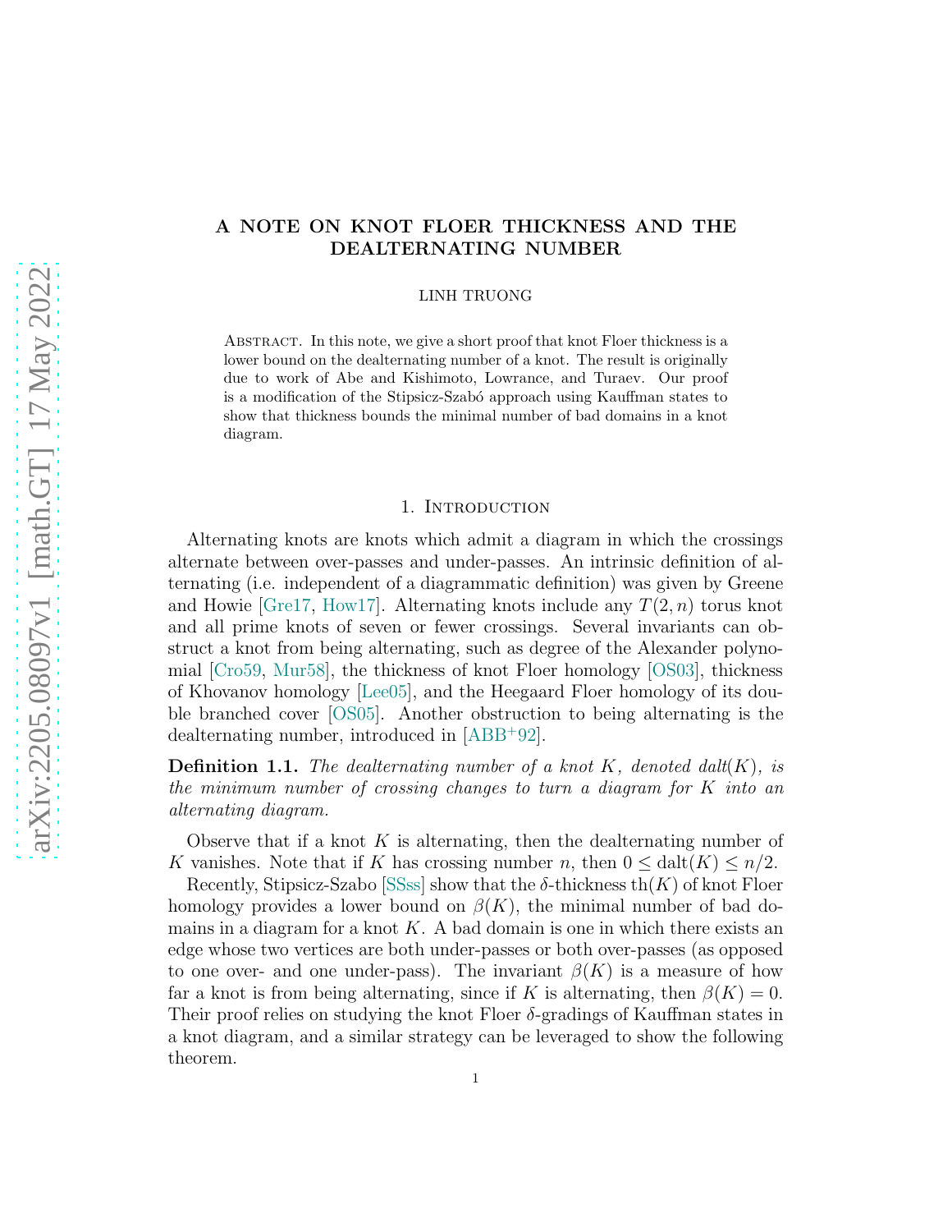# A NOTE ON KNOT FLOER THICKNESS AND THE DEALTERNATING NUMBER

LINH TRUONG

Abstract. In this note, we give a short proof that knot Floer thickness is a lower bound on the dealternating number of a knot. The result is originally due to work of Abe and Kishimoto, Lowrance, and Turaev. Our proof is a modification of the Stipsicz-Szabó approach using Kauffman states to show that thickness bounds the minimal number of bad domains in a knot diagram.

## 1. Introduction

Alternating knots are knots which admit a diagram in which the crossings alternate between over-passes and under-passes. An intrinsic definition of alternating (i.e. independent of a diagrammatic definition) was given by Greene and Howie [Gre17, How17]. Alternating knots include any $T(2, n)$ torus knot and all prime knots of seven or fewer crossings. Several invariants can obstruct a knot from being alternating, such as degree of the Alexander polynomial [Cro59, Mur58], the thickness of knot Floer homology [OS03], thickness of Khovanov homology [Lee05], and the Heegaard Floer homology of its double branched cover [OS05]. Another obstruction to being alternating is the dealternating number, introduced in [ABB+92].

**Definition 1.1.** *The dealternating number of a knot $K$, denoted dalt$(K)$, is the minimum number of crossing changes to turn a diagram for $K$ into an alternating diagram.*

Observe that if a knot $K$ is alternating, then the dealternating number of $K$ vanishes. Note that if $K$ has crossing number $n$, then $0 \leq \text{dalt}(K) \leq n/2$.

Recently, Stipsicz-Szabo [SSss] show that the $\delta$-thickness $\text{th}(K)$ of knot Floer homology provides a lower bound on $\beta(K)$, the minimal number of bad domains in a diagram for a knot $K$. A bad domain is one in which there exists an edge whose two vertices are both under-passes or both over-passes (as opposed to one over- and one under-pass). The invariant $\beta(K)$ is a measure of how far a knot is from being alternating, since if $K$ is alternating, then $\beta(K) = 0$. Their proof relies on studying the knot Floer $\delta$-gradings of Kauffman states in a knot diagram, and a similar strategy can be leveraged to show the following theorem.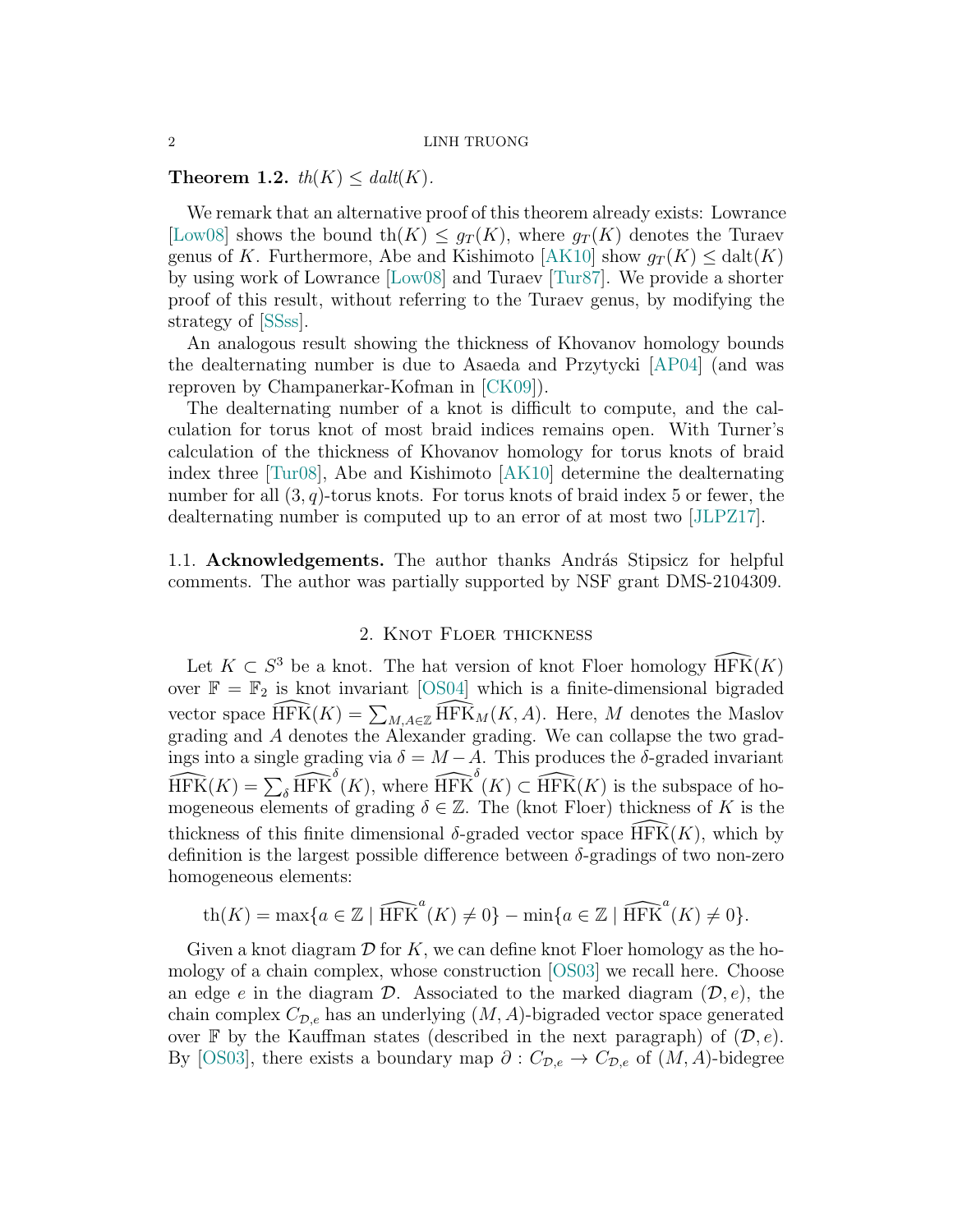**Theorem 1.2.** *$th(K) \leq dalt(K)$.*

We remark that an alternative proof of this theorem already exists: Lowrance [Low08] shows the bound $\mathrm{th}(K) \leq g_T(K)$, where $g_T(K)$ denotes the Turaev genus of $K$. Furthermore, Abe and Kishimoto [AK10] show $g_T(K) \leq \mathrm{dalt}(K)$ by using work of Lowrance [Low08] and Turaev [Tur87]. We provide a shorter proof of this result, without referring to the Turaev genus, by modifying the strategy of [SSss].

An analogous result showing the thickness of Khovanov homology bounds the dealternating number is due to Asaeda and Przytycki [AP04] (and was reproven by Champanerkar-Kofman in [CK09]).

The dealternating number of a knot is difficult to compute, and the calculation for torus knot of most braid indices remains open. With Turner's calculation of the thickness of Khovanov homology for torus knots of braid index three [Tur08], Abe and Kishimoto [AK10] determine the dealternating number for all $(3, q)$-torus knots. For torus knots of braid index 5 or fewer, the dealternating number is computed up to an error of at most two [JLPZ17].

1.1. **Acknowledgements.** The author thanks András Stipsicz for helpful comments. The author was partially supported by NSF grant DMS-2104309.

## 2. Knot Floer thickness

Let $K \subset S^3$ be a knot. The hat version of knot Floer homology $\widehat{\mathrm{HFK}}(K)$ over $\mathbb{F} = \mathbb{F}_2$ is knot invariant [OS04] which is a finite-dimensional bigraded vector space $\widehat{\mathrm{HFK}}(K) = \sum_{M,A\in\mathbb{Z}} \widehat{\mathrm{HFK}}_M(K, A)$. Here, $M$ denotes the Maslov grading and $A$ denotes the Alexander grading. We can collapse the two gradings into a single grading via $\delta = M - A$. This produces the $\delta$-graded invariant $\widehat{\mathrm{HFK}}(K) = \sum_\delta \widehat{\mathrm{HFK}}^\delta(K)$, where $\widehat{\mathrm{HFK}}^\delta(K) \subset \widehat{\mathrm{HFK}}(K)$ is the subspace of homogeneous elements of grading $\delta \in \mathbb{Z}$. The (knot Floer) thickness of $K$ is the thickness of this finite dimensional $\delta$-graded vector space $\widehat{\mathrm{HFK}}(K)$, which by definition is the largest possible difference between $\delta$-gradings of two non-zero homogeneous elements:

$$\mathrm{th}(K) = \max\{a \in \mathbb{Z} \mid \widehat{\mathrm{HFK}}^a(K) \neq 0\} - \min\{a \in \mathbb{Z} \mid \widehat{\mathrm{HFK}}^a(K) \neq 0\}.$$

Given a knot diagram $\mathcal{D}$ for $K$, we can define knot Floer homology as the homology of a chain complex, whose construction [OS03] we recall here. Choose an edge $e$ in the diagram $\mathcal{D}$. Associated to the marked diagram $(\mathcal{D}, e)$, the chain complex $C_{\mathcal{D},e}$ has an underlying $(M, A)$-bigraded vector space generated over $\mathbb{F}$ by the Kauffman states (described in the next paragraph) of $(\mathcal{D}, e)$. By [OS03], there exists a boundary map $\partial : C_{\mathcal{D},e} \to C_{\mathcal{D},e}$ of $(M, A)$-bidegree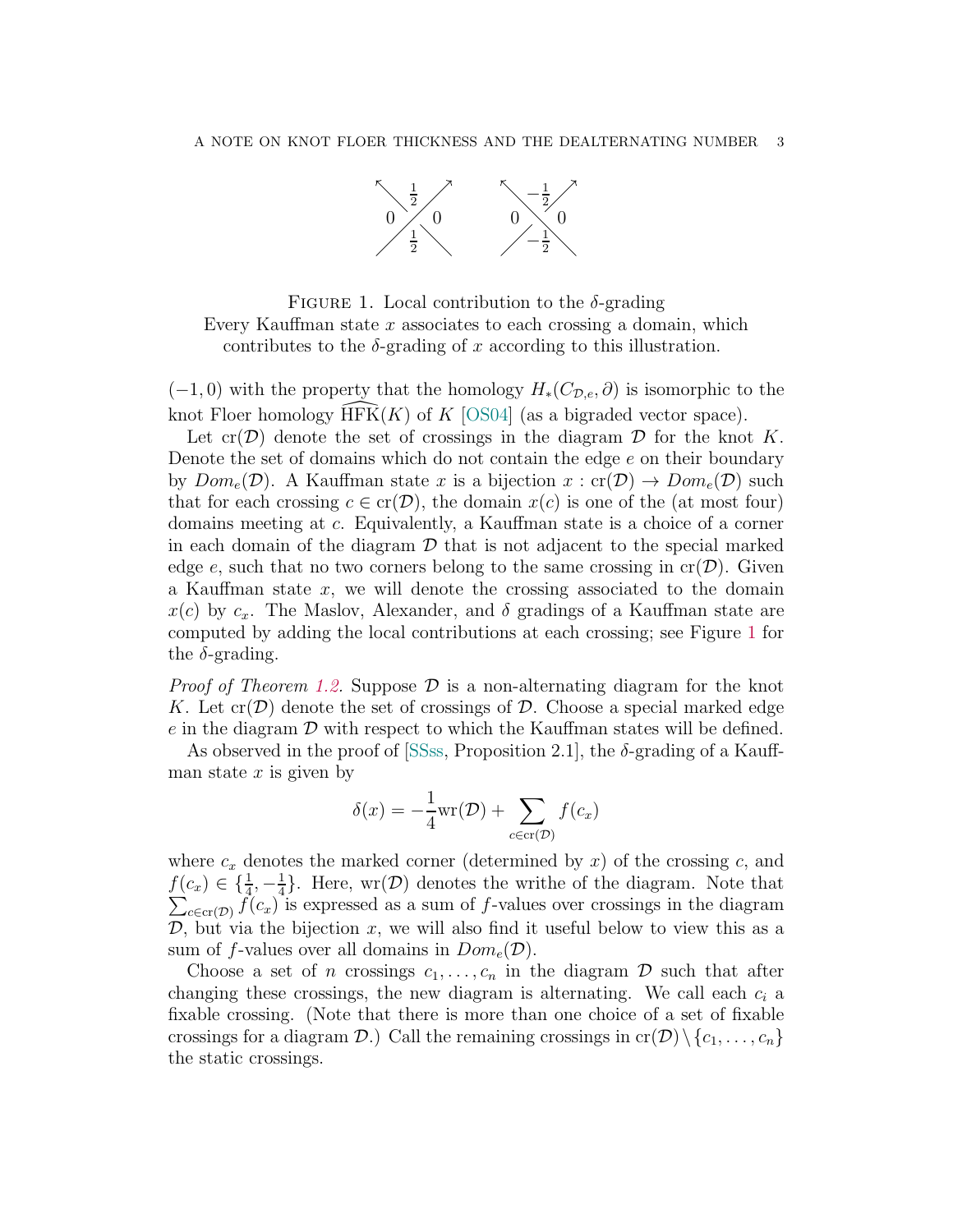FIGURE 1. Local contribution to the $\delta$-grading
Every Kauffman state $x$ associates to each crossing a domain, which contributes to the $\delta$-grading of $x$ according to this illustration.

$(-1, 0)$ with the property that the homology $H_*(C_{\mathcal{D},e}, \partial)$ is isomorphic to the knot Floer homology $\widehat{\mathrm{HFK}}(K)$ of $K$ [OS04] (as a bigraded vector space).

Let $\mathrm{cr}(\mathcal{D})$ denote the set of crossings in the diagram $\mathcal{D}$ for the knot $K$. Denote the set of domains which do not contain the edge $e$ on their boundary by $Dom_e(\mathcal{D})$. A Kauffman state $x$ is a bijection $x : \mathrm{cr}(\mathcal{D}) \to Dom_e(\mathcal{D})$ such that for each crossing $c \in \mathrm{cr}(\mathcal{D})$, the domain $x(c)$ is one of the (at most four) domains meeting at $c$. Equivalently, a Kauffman state is a choice of a corner in each domain of the diagram $\mathcal{D}$ that is not adjacent to the special marked edge $e$, such that no two corners belong to the same crossing in $\mathrm{cr}(\mathcal{D})$. Given a Kauffman state $x$, we will denote the crossing associated to the domain $x(c)$ by $c_x$. The Maslov, Alexander, and $\delta$ gradings of a Kauffman state are computed by adding the local contributions at each crossing; see Figure 1 for the $\delta$-grading.

*Proof of Theorem 1.2.* Suppose $\mathcal{D}$ is a non-alternating diagram for the knot $K$. Let $\mathrm{cr}(\mathcal{D})$ denote the set of crossings of $\mathcal{D}$. Choose a special marked edge $e$ in the diagram $\mathcal{D}$ with respect to which the Kauffman states will be defined.

As observed in the proof of [SSss, Proposition 2.1], the $\delta$-grading of a Kauffman state $x$ is given by

$$\delta(x) = -\frac{1}{4}\mathrm{wr}(\mathcal{D}) + \sum_{c \in \mathrm{cr}(\mathcal{D})} f(c_x)$$

where $c_x$ denotes the marked corner (determined by $x$) of the crossing $c$, and $f(c_x) \in \{\frac{1}{4}, -\frac{1}{4}\}$. Here, $\mathrm{wr}(\mathcal{D})$ denotes the writhe of the diagram. Note that $\sum_{c \in \mathrm{cr}(\mathcal{D})} f(c_x)$ is expressed as a sum of $f$-values over crossings in the diagram $\mathcal{D}$, but via the bijection $x$, we will also find it useful below to view this as a sum of $f$-values over all domains in $Dom_e(\mathcal{D})$.

Choose a set of $n$ crossings $c_1, \ldots, c_n$ in the diagram $\mathcal{D}$ such that after changing these crossings, the new diagram is alternating. We call each $c_i$ a fixable crossing. (Note that there is more than one choice of a set of fixable crossings for a diagram $\mathcal{D}$.) Call the remaining crossings in $\mathrm{cr}(\mathcal{D}) \setminus \{c_1, \ldots, c_n\}$ the static crossings.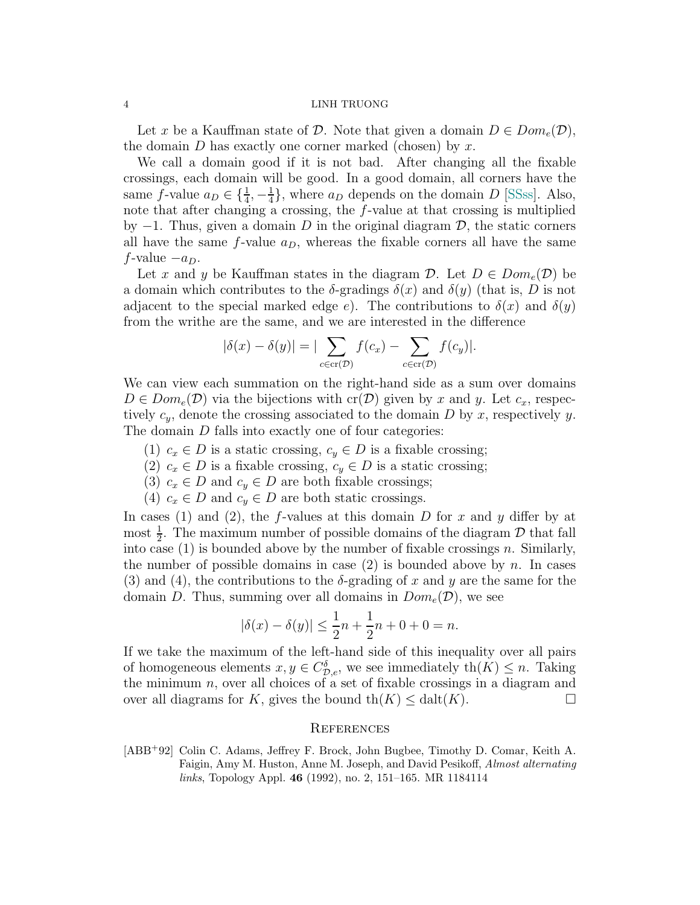Let $x$ be a Kauffman state of $\mathcal{D}$. Note that given a domain $D \in Dom_e(\mathcal{D})$, the domain $D$ has exactly one corner marked (chosen) by $x$.

We call a domain good if it is not bad. After changing all the fixable crossings, each domain will be good. In a good domain, all corners have the same $f$-value $a_D \in \{\frac{1}{4}, -\frac{1}{4}\}$, where $a_D$ depends on the domain $D$ [SSss]. Also, note that after changing a crossing, the $f$-value at that crossing is multiplied by $-1$. Thus, given a domain $D$ in the original diagram $\mathcal{D}$, the static corners all have the same $f$-value $a_D$, whereas the fixable corners all have the same $f$-value $-a_D$.

Let $x$ and $y$ be Kauffman states in the diagram $\mathcal{D}$. Let $D \in Dom_e(\mathcal{D})$ be a domain which contributes to the $\delta$-gradings $\delta(x)$ and $\delta(y)$ (that is, $D$ is not adjacent to the special marked edge $e$). The contributions to $\delta(x)$ and $\delta(y)$ from the writhe are the same, and we are interested in the difference

$$|\delta(x) - \delta(y)| = |\sum_{c \in \mathrm{cr}(\mathcal{D})} f(c_x) - \sum_{c \in \mathrm{cr}(\mathcal{D})} f(c_y)|.$$

We can view each summation on the right-hand side as a sum over domains $D \in Dom_e(\mathcal{D})$ via the bijections with $\mathrm{cr}(\mathcal{D})$ given by $x$ and $y$. Let $c_x$, respectively $c_y$, denote the crossing associated to the domain $D$ by $x$, respectively $y$. The domain $D$ falls into exactly one of four categories:

1. $c_x \in D$ is a static crossing, $c_y \in D$ is a fixable crossing;
2. $c_x \in D$ is a fixable crossing, $c_y \in D$ is a static crossing;
3. $c_x \in D$ and $c_y \in D$ are both fixable crossings;
4. $c_x \in D$ and $c_y \in D$ are both static crossings.

In cases (1) and (2), the $f$-values at this domain $D$ for $x$ and $y$ differ by at most $\frac{1}{2}$. The maximum number of possible domains of the diagram $\mathcal{D}$ that fall into case (1) is bounded above by the number of fixable crossings $n$. Similarly, the number of possible domains in case (2) is bounded above by $n$. In cases (3) and (4), the contributions to the $\delta$-grading of $x$ and $y$ are the same for the domain $D$. Thus, summing over all domains in $Dom_e(\mathcal{D})$, we see

$$|\delta(x) - \delta(y)| \leq \frac{1}{2}n + \frac{1}{2}n + 0 + 0 = n.$$

If we take the maximum of the left-hand side of this inequality over all pairs of homogeneous elements $x, y \in C^{\delta}_{\mathcal{D},e}$, we see immediately $\mathrm{th}(K) \leq n$. Taking the minimum $n$, over all choices of a set of fixable crossings in a diagram and over all diagrams for $K$, gives the bound $\mathrm{th}(K) \leq \mathrm{dalt}(K)$. □

## References

[ABB+92] Colin C. Adams, Jeffrey F. Brock, John Bugbee, Timothy D. Comar, Keith A. Faigin, Amy M. Huston, Anne M. Joseph, and David Pesikoff, *Almost alternating links*, Topology Appl. **46** (1992), no. 2, 151–165. MR 1184114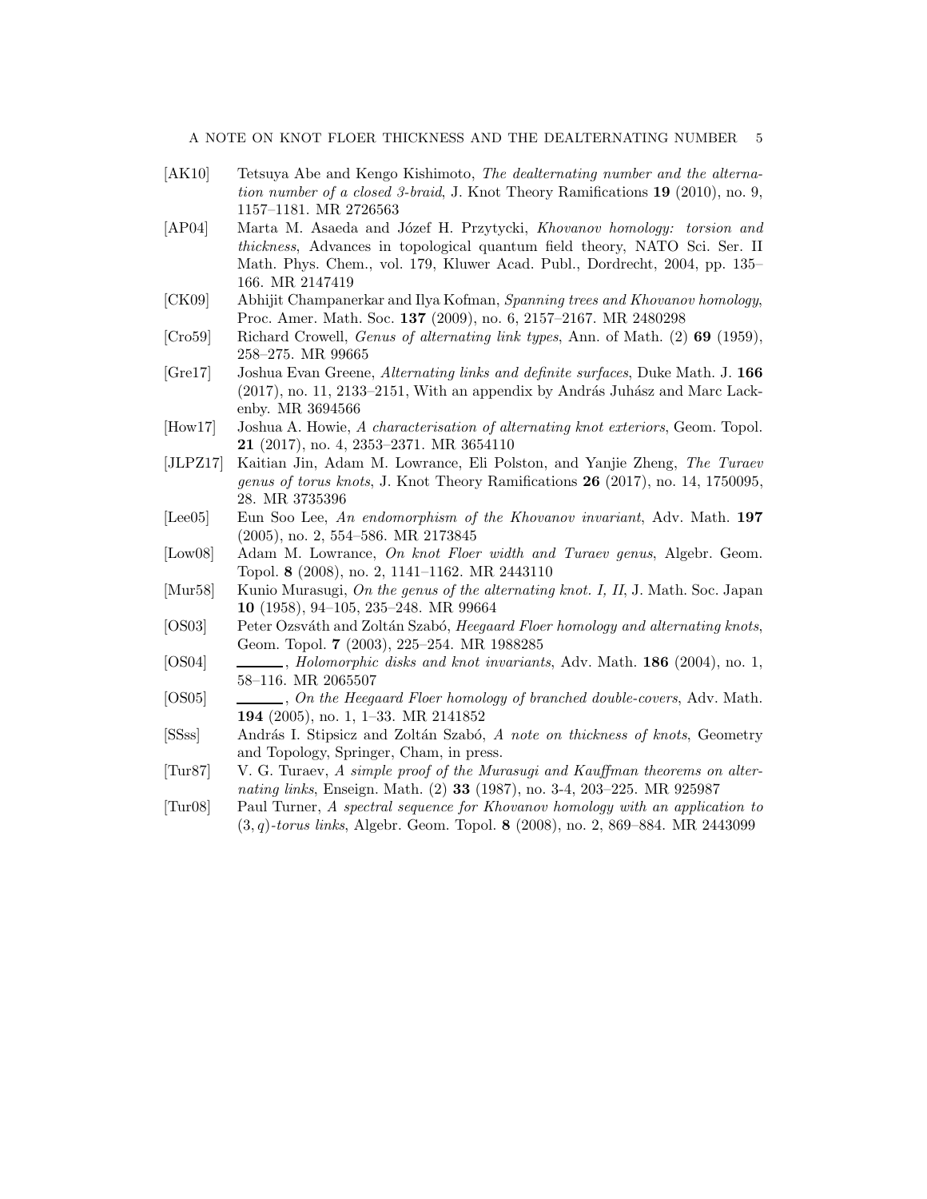[AK10] Tetsuya Abe and Kengo Kishimoto, *The dealternating number and the alternation number of a closed 3-braid*, J. Knot Theory Ramifications **19** (2010), no. 9, 1157–1181. MR 2726563

[AP04] Marta M. Asaeda and Józef H. Przytycki, *Khovanov homology: torsion and thickness*, Advances in topological quantum field theory, NATO Sci. Ser. II Math. Phys. Chem., vol. 179, Kluwer Acad. Publ., Dordrecht, 2004, pp. 135–166. MR 2147419

[CK09] Abhijit Champanerkar and Ilya Kofman, *Spanning trees and Khovanov homology*, Proc. Amer. Math. Soc. **137** (2009), no. 6, 2157–2167. MR 2480298

[Cro59] Richard Crowell, *Genus of alternating link types*, Ann. of Math. (2) **69** (1959), 258–275. MR 99665

[Gre17] Joshua Evan Greene, *Alternating links and definite surfaces*, Duke Math. J. **166** (2017), no. 11, 2133–2151, With an appendix by András Juhász and Marc Lackenby. MR 3694566

[How17] Joshua A. Howie, *A characterisation of alternating knot exteriors*, Geom. Topol. **21** (2017), no. 4, 2353–2371. MR 3654110

[JLPZ17] Kaitian Jin, Adam M. Lowrance, Eli Polston, and Yanjie Zheng, *The Turaev genus of torus knots*, J. Knot Theory Ramifications **26** (2017), no. 14, 1750095, 28. MR 3735396

[Lee05] Eun Soo Lee, *An endomorphism of the Khovanov invariant*, Adv. Math. **197** (2005), no. 2, 554–586. MR 2173845

[Low08] Adam M. Lowrance, *On knot Floer width and Turaev genus*, Algebr. Geom. Topol. **8** (2008), no. 2, 1141–1162. MR 2443110

[Mur58] Kunio Murasugi, *On the genus of the alternating knot. I, II*, J. Math. Soc. Japan **10** (1958), 94–105, 235–248. MR 99664

[OS03] Peter Ozsváth and Zoltán Szabó, *Heegaard Floer homology and alternating knots*, Geom. Topol. **7** (2003), 225–254. MR 1988285

[OS04] ______, *Holomorphic disks and knot invariants*, Adv. Math. **186** (2004), no. 1, 58–116. MR 2065507

[OS05] ______, *On the Heegaard Floer homology of branched double-covers*, Adv. Math. **194** (2005), no. 1, 1–33. MR 2141852

[SSss] András I. Stipsicz and Zoltán Szabó, *A note on thickness of knots*, Geometry and Topology, Springer, Cham, in press.

[Tur87] V. G. Turaev, *A simple proof of the Murasugi and Kauffman theorems on alternating links*, Enseign. Math. (2) **33** (1987), no. 3-4, 203–225. MR 925987

[Tur08] Paul Turner, *A spectral sequence for Khovanov homology with an application to $(3, q)$-torus links*, Algebr. Geom. Topol. **8** (2008), no. 2, 869–884. MR 2443099